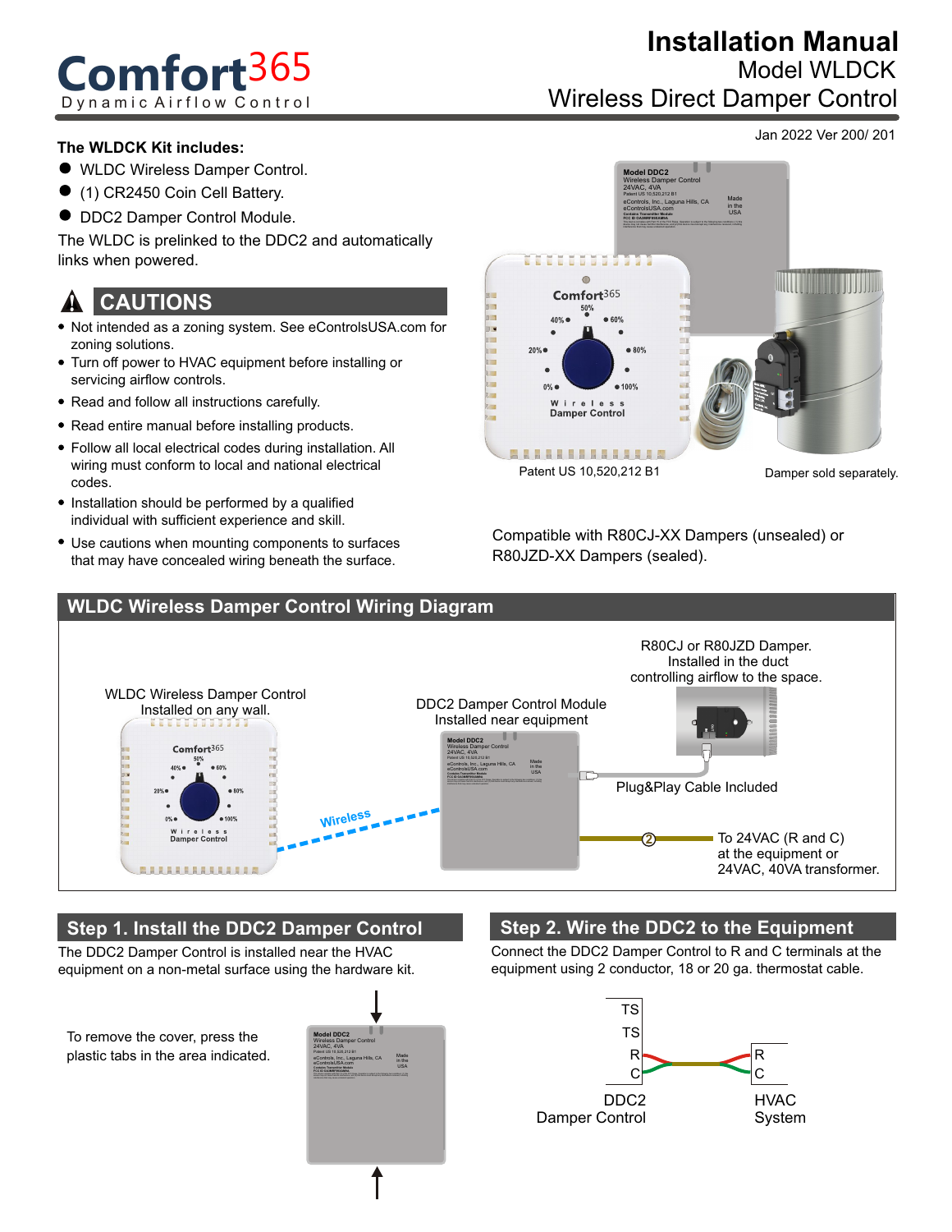# Comfort365

Dynamic Airflow Control

# Installation Manual

## Model WLDCK

## Wireless Direct Damper Control

Jan 2022 Ver 200/ 201

**The WLDCK Kit includes:**

- WLDC Wireless Damper Control.
- (1) CR2450 Coin Cell Battery.
- DDC2 Damper Control Module.

The WLDC is prelinked to the DDC2 and automatically links when powered.

## CAUTIONS

- Not intended as a zoning system. See eControlsUSA.com for zoning solutions.
- Turn off power to HVAC equipment before installing or servicing airflow controls.
- Read and follow all instructions carefully.
- Read entire manual before installing products.
- Follow all local electrical codes during installation. All wiring must conform to local and national electrical codes.
- Installation should be performed by a qualified individual with sufficient experience and skill.
- Use cautions when mounting components to surfaces that may have concealed wiring beneath the surface.

Patent US 10,520,212 B1

Damper sold separately.

Compatible with R80CJ-XX Dampers (unsealed) or R80JZD-XX Dampers (sealed).

## WLDC Wireless Damper Control Wiring Diagram

WLDC Wireless Damper Control Installed on any wall.

Wireless

DDC2 Damper Control Module Installed near equipment

R80CJ or R80JZD Damper. Installed in the duct controlling airflow to the space.

Plug&Play Cable Included

To 24VAC (R and C) at the equipment or 24VAC, 40VA transformer.

## Step 1. Install the DDC2 Damper Control

The DDC2 Damper Control is installed near the HVAC equipment on a non-metal surface using the hardware kit.

To remove the cover, press the plastic tabs in the area indicated.

## Step 2. Wire the DDC2 to the Equipment

Connect the DDC2 Damper Control to R and C terminals at the equipment using 2 conductor, 18 or 20 ga. thermostat cable.

DDC2 Damper Control: TS, TS, R, C

HVAC System: R, C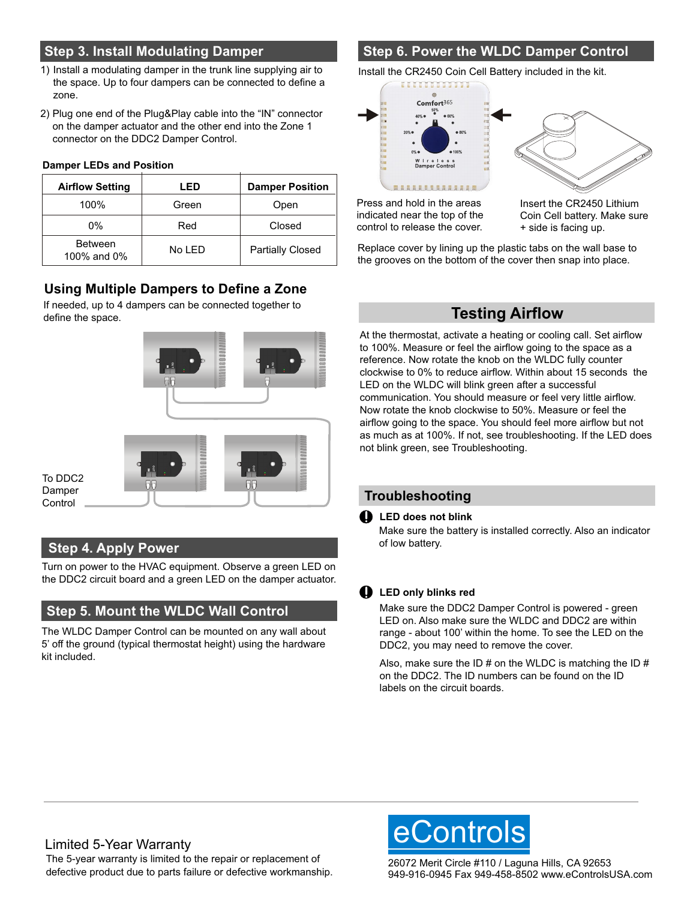## Step 3. Install Modulating Damper

1) Install a modulating damper in the trunk line supplying air to the space. Up to four dampers can be connected to define a zone.

2) Plug one end of the Plug&Play cable into the “IN” connector on the damper actuator and the other end into the Zone 1 connector on the DDC2 Damper Control.

**Damper LEDs and Position**

| Airflow Setting | LED | Damper Position |
|---|---|---|
| 100% | Green | Open |
| 0% | Red | Closed |
| Between 100% and 0% | No LED | Partially Closed |

## Using Multiple Dampers to Define a Zone

If needed, up to 4 dampers can be connected together to define the space.

To DDC2 Damper Control

## Step 4. Apply Power

Turn on power to the HVAC equipment. Observe a green LED on the DDC2 circuit board and a green LED on the damper actuator.

## Step 5. Mount the WLDC Wall Control

The WLDC Damper Control can be mounted on any wall about 5’ off the ground (typical thermostat height) using the hardware kit included.

## Step 6. Power the WLDC Damper Control

Install the CR2450 Coin Cell Battery included in the kit.

Press and hold in the areas indicated near the top of the control to release the cover.

Insert the CR2450 Lithium Coin Cell battery. Make sure + side is facing up.

Replace cover by lining up the plastic tabs on the wall base to the grooves on the bottom of the cover then snap into place.

## Testing Airflow

At the thermostat, activate a heating or cooling call. Set airflow to 100%. Measure or feel the airflow going to the space as a reference. Now rotate the knob on the WLDC fully counter clockwise to 0% to reduce airflow. Within about 15 seconds the LED on the WLDC will blink green after a successful communication. You should measure or feel very little airflow. Now rotate the knob clockwise to 50%. Measure or feel the airflow going to the space. You should feel more airflow but not as much as at 100%. If not, see troubleshooting. If the LED does not blink green, see Troubleshooting.

## Troubleshooting

**LED does not blink**

Make sure the battery is installed correctly. Also an indicator of low battery.

**LED only blinks red**

Make sure the DDC2 Damper Control is powered - green LED on. Also make sure the WLDC and DDC2 are within range - about 100’ within the home. To see the LED on the DDC2, you may need to remove the cover.

Also, make sure the ID # on the WLDC is matching the ID # on the DDC2. The ID numbers can be found on the ID labels on the circuit boards.

---

Limited 5-Year Warranty

The 5-year warranty is limited to the repair or replacement of defective product due to parts failure or defective workmanship.

eControls

26072 Merit Circle #110 / Laguna Hills, CA 92653
949-916-0945 Fax 949-458-8502 www.eControlsUSA.com